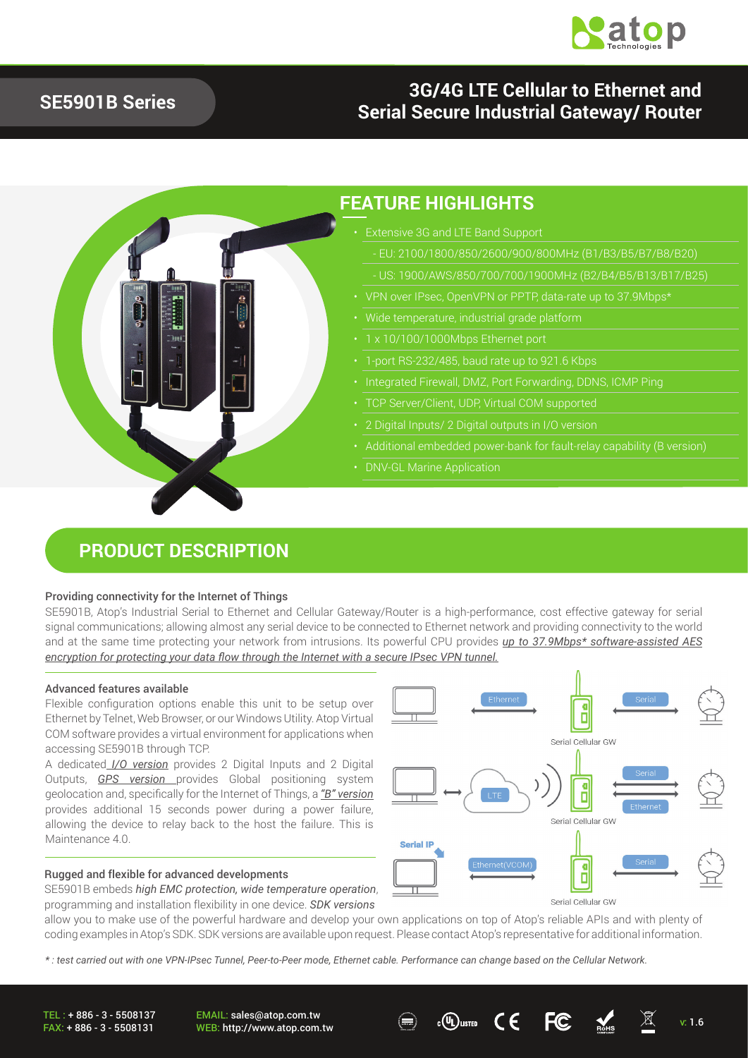# SE5901B Series

## 3G/4G LTE Cellular to Ethernet and Serial Secure Industrial Gateway/ Router

## FEATURE HIGHLIGHTS

- Extensive 3G and LTE Band Support
  - EU: 2100/1800/850/2600/900/800MHz (B1/B3/B5/B7/B8/B20)
  - US: 1900/AWS/850/700/700/1900MHz (B2/B4/B5/B13/B17/B25)
- VPN over IPsec, OpenVPN or PPTP, data-rate up to 37.9Mbps*
- Wide temperature, industrial grade platform
- 1 x 10/100/1000Mbps Ethernet port
- 1-port RS-232/485, baud rate up to 921.6 Kbps
- Integrated Firewall, DMZ, Port Forwarding, DDNS, ICMP Ping
- TCP Server/Client, UDP, Virtual COM supported
- 2 Digital Inputs/ 2 Digital outputs in I/O version
- Additional embedded power-bank for fault-relay capability (B version)
- DNV-GL Marine Application

## PRODUCT DESCRIPTION

### Providing connectivity for the Internet of Things

SE5901B, Atop's Industrial Serial to Ethernet and Cellular Gateway/Router is a high-performance, cost effective gateway for serial signal communications; allowing almost any serial device to be connected to Ethernet network and providing connectivity to the world and at the same time protecting your network from intrusions. Its powerful CPU provides *up to 37.9Mbps* software-assisted AES encryption for protecting your data flow through the Internet with a secure IPsec VPN tunnel.*

### Advanced features available

Flexible configuration options enable this unit to be setup over Ethernet by Telnet, Web Browser, or our Windows Utility. Atop Virtual COM software provides a virtual environment for applications when accessing SE5901B through TCP.

A dedicated *I/O version* provides 2 Digital Inputs and 2 Digital Outputs, *GPS version* provides Global positioning system geolocation and, specifically for the Internet of Things, a *"B" version* provides additional 15 seconds power during a power failure, allowing the device to relay back to the host the failure. This is Maintenance 4.0.

Ethernet — Serial Cellular GW — Serial

LTE — Serial Cellular GW — Serial / Ethernet

Serial IP — Ethernet(VCOM) — Serial Cellular GW — Serial

### Rugged and flexible for advanced developments

SE5901B embeds *high EMC protection, wide temperature operation*, programming and installation flexibility in one device. *SDK versions* allow you to make use of the powerful hardware and develop your own applications on top of Atop's reliable APIs and with plenty of coding examples in Atop's SDK. SDK versions are available upon request. Please contact Atop's representative for additional information.

*\* : test carried out with one VPN-IPsec Tunnel, Peer-to-Peer mode, Ethernet cable. Performance can change based on the Cellular Network.*

TEL : + 886 - 3 - 5508137
FAX: + 886 - 3 - 5508131

EMAIL: sales@atop.com.tw
WEB: http://www.atop.com.tw

v: 1.6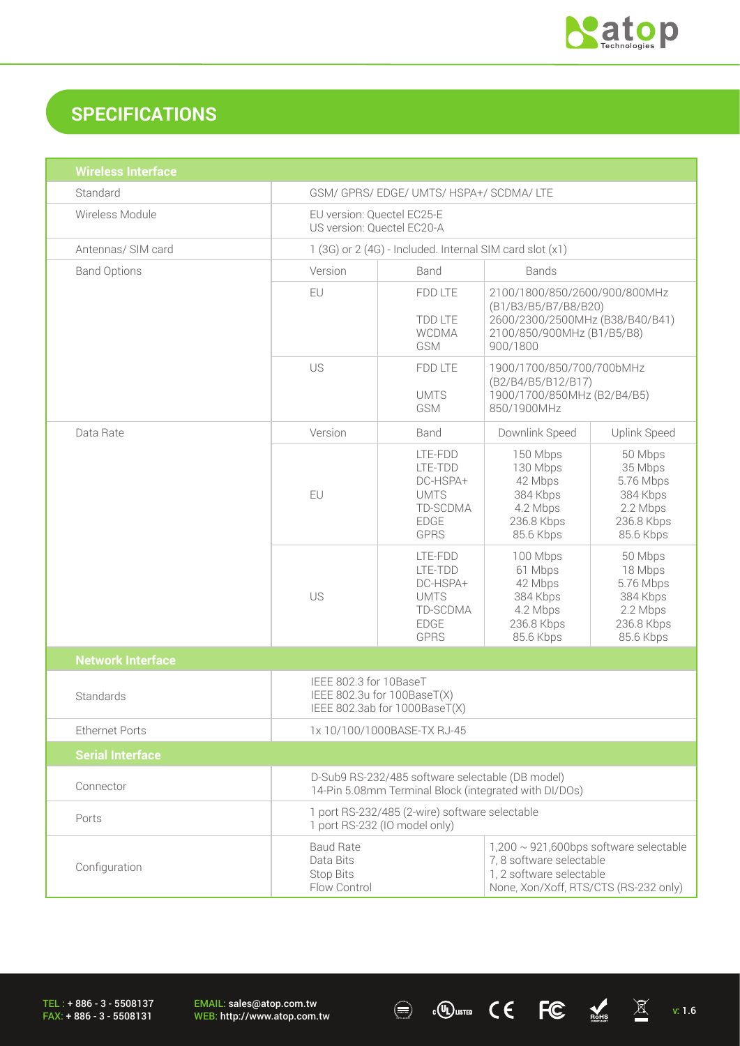## SPECIFICATIONS

| Wireless Interface | | | | |
|---|---|---|---|---|
| Standard | GSM/ GPRS/ EDGE/ UMTS/ HSPA+/ SCDMA/ LTE | | | |
| Wireless Module | EU version: Quectel EC25-E<br>US version: Quectel EC20-A | | | |
| Antennas/ SIM card | 1 (3G) or 2 (4G) - Included. Internal SIM card slot (x1) | | | |
| Band Options | Version | Band | Bands | |
| | EU | FDD LTE<br><br>TDD LTE<br>WCDMA<br>GSM | 2100/1800/850/2600/900/800MHz (B1/B3/B5/B7/B8/B20)<br>2600/2300/2500MHz (B38/B40/B41)<br>2100/850/900MHz (B1/B5/B8)<br>900/1800 | |
| | US | FDD LTE<br><br>UMTS<br>GSM | 1900/1700/850/700/700bMHz (B2/B4/B5/B12/B17)<br>1900/1700/850MHz (B2/B4/B5)<br>850/1900MHz | |
| Data Rate | Version | Band | Downlink Speed | Uplink Speed |
| | EU | LTE-FDD<br>LTE-TDD<br>DC-HSPA+<br>UMTS<br>TD-SCDMA<br>EDGE<br>GPRS | 150 Mbps<br>130 Mbps<br>42 Mbps<br>384 Kbps<br>4.2 Mbps<br>236.8 Kbps<br>85.6 Kbps | 50 Mbps<br>35 Mbps<br>5.76 Mbps<br>384 Kbps<br>2.2 Mbps<br>236.8 Kbps<br>85.6 Kbps |
| | US | LTE-FDD<br>LTE-TDD<br>DC-HSPA+<br>UMTS<br>TD-SCDMA<br>EDGE<br>GPRS | 100 Mbps<br>61 Mbps<br>42 Mbps<br>384 Kbps<br>4.2 Mbps<br>236.8 Kbps<br>85.6 Kbps | 50 Mbps<br>18 Mbps<br>5.76 Mbps<br>384 Kbps<br>2.2 Mbps<br>236.8 Kbps<br>85.6 Kbps |
| **Network Interface** | | | | |
| Standards | IEEE 802.3 for 10BaseT<br>IEEE 802.3u for 100BaseT(X)<br>IEEE 802.3ab for 1000BaseT(X) | | | |
| Ethernet Ports | 1x 10/100/1000BASE-TX RJ-45 | | | |
| **Serial Interface** | | | | |
| Connector | D-Sub9 RS-232/485 software selectable (DB model)<br>14-Pin 5.08mm Terminal Block (integrated with DI/DOs) | | | |
| Ports | 1 port RS-232/485 (2-wire) software selectable<br>1 port RS-232 (IO model only) | | | |
| Configuration | Baud Rate<br>Data Bits<br>Stop Bits<br>Flow Control | | 1,200 ~ 921,600bps software selectable<br>7, 8 software selectable<br>1, 2 software selectable<br>None, Xon/Xoff, RTS/CTS (RS-232 only) | |

TEL : + 886 - 3 - 5508137
FAX: + 886 - 3 - 5508131

EMAIL: sales@atop.com.tw
WEB: http://www.atop.com.tw

v: 1.6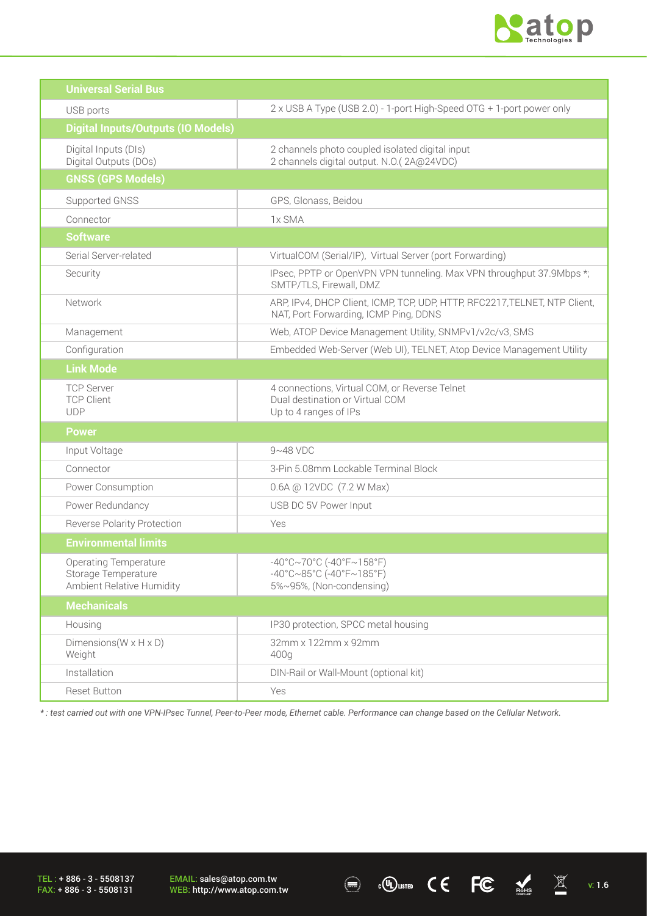| Universal Serial Bus | |
|---|---|
| USB ports | 2 x USB A Type (USB 2.0) - 1-port High-Speed OTG + 1-port power only |
| **Digital Inputs/Outputs (IO Models)** | |
| Digital Inputs (DIs)<br>Digital Outputs (DOs) | 2 channels photo coupled isolated digital input<br>2 channels digital output. N.O.( 2A@24VDC) |
| **GNSS (GPS Models)** | |
| Supported GNSS | GPS, Glonass, Beidou |
| Connector | 1x SMA |
| **Software** | |
| Serial Server-related | VirtualCOM (Serial/IP), Virtual Server (port Forwarding) |
| Security | IPsec, PPTP or OpenVPN VPN tunneling. Max VPN throughput 37.9Mbps *; SMTP/TLS, Firewall, DMZ |
| Network | ARP, IPv4, DHCP Client, ICMP, TCP, UDP, HTTP, RFC2217,TELNET, NTP Client, NAT, Port Forwarding, ICMP Ping, DDNS |
| Management | Web, ATOP Device Management Utility, SNMPv1/v2c/v3, SMS |
| Configuration | Embedded Web-Server (Web UI), TELNET, Atop Device Management Utility |
| **Link Mode** | |
| TCP Server<br>TCP Client<br>UDP | 4 connections, Virtual COM, or Reverse Telnet<br>Dual destination or Virtual COM<br>Up to 4 ranges of IPs |
| **Power** | |
| Input Voltage | 9~48 VDC |
| Connector | 3-Pin 5.08mm Lockable Terminal Block |
| Power Consumption | 0.6A @ 12VDC (7.2 W Max) |
| Power Redundancy | USB DC 5V Power Input |
| Reverse Polarity Protection | Yes |
| **Environmental limits** | |
| Operating Temperature<br>Storage Temperature<br>Ambient Relative Humidity | -40°C~70°C (-40°F~158°F)<br>-40°C~85°C (-40°F~185°F)<br>5%~95%, (Non-condensing) |
| **Mechanicals** | |
| Housing | IP30 protection, SPCC metal housing |
| Dimensions(W x H x D)<br>Weight | 32mm x 122mm x 92mm<br>400g |
| Installation | DIN-Rail or Wall-Mount (optional kit) |
| Reset Button | Yes |

*\* : test carried out with one VPN-IPsec Tunnel, Peer-to-Peer mode, Ethernet cable. Performance can change based on the Cellular Network.*

TEL : + 886 - 3 - 5508137
FAX: + 886 - 3 - 5508131

EMAIL: sales@atop.com.tw
WEB: http://www.atop.com.tw

v: 1.6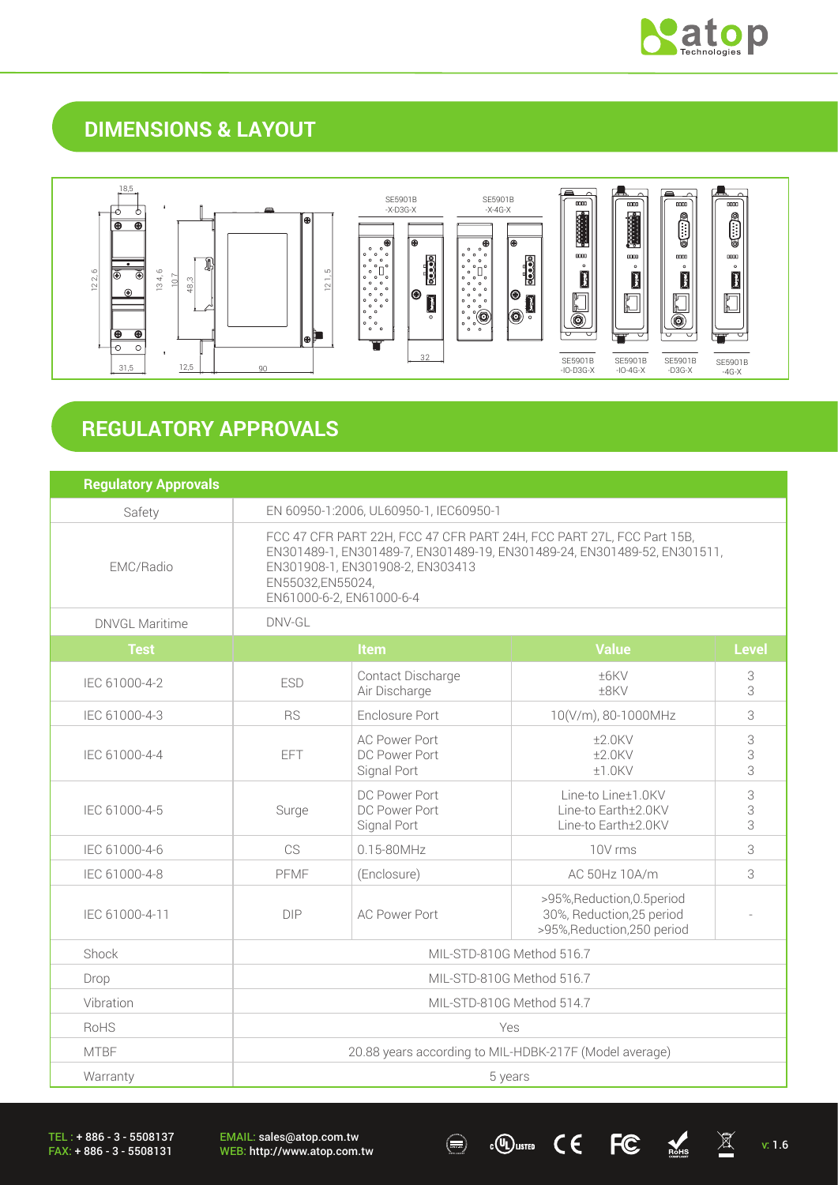## DIMENSIONS & LAYOUT

18,5

122,6 134,6 107 48,3 121,5

31,5 12,5 90 32

SE5901B -X-D3G-X

SE5901B -X-4G-X

SE5901B -IO-D3G-X

SE5901B -IO-4G-X

SE5901B -D3G-X

SE5901B -4G-X

## REGULATORY APPROVALS

| Regulatory Approvals | | | | |
|---|---|---|---|---|
| Safety | EN 60950-1:2006, UL60950-1, IEC60950-1 | | | |
| EMC/Radio | FCC 47 CFR PART 22H, FCC 47 CFR PART 24H, FCC PART 27L, FCC Part 15B, EN301489-1, EN301489-7, EN301489-19, EN301489-24, EN301489-52, EN301511, EN301908-1, EN301908-2, EN303413 EN55032,EN55024, EN61000-6-2, EN61000-6-4 | | | |
| DNVGL Maritime | DNV-GL | | | |
| **Test** | **Item** | | **Value** | **Level** |
| IEC 61000-4-2 | ESD | Contact Discharge<br>Air Discharge | ±6KV<br>±8KV | 3<br>3 |
| IEC 61000-4-3 | RS | Enclosure Port | 10(V/m), 80-1000MHz | 3 |
| IEC 61000-4-4 | EFT | AC Power Port<br>DC Power Port<br>Signal Port | ±2.0KV<br>±2.0KV<br>±1.0KV | 3<br>3<br>3 |
| IEC 61000-4-5 | Surge | DC Power Port<br>DC Power Port<br>Signal Port | Line-to Line±1.0KV<br>Line-to Earth±2.0KV<br>Line-to Earth±2.0KV | 3<br>3<br>3 |
| IEC 61000-4-6 | CS | 0.15-80MHz | 10V rms | 3 |
| IEC 61000-4-8 | PFMF | (Enclosure) | AC 50Hz 10A/m | 3 |
| IEC 61000-4-11 | DIP | AC Power Port | >95%,Reduction,0.5period<br>30%, Reduction,25 period<br>>95%,Reduction,250 period | - |
| Shock | MIL-STD-810G Method 516.7 | | | |
| Drop | MIL-STD-810G Method 516.7 | | | |
| Vibration | MIL-STD-810G Method 514.7 | | | |
| RoHS | Yes | | | |
| MTBF | 20.88 years according to MIL-HDBK-217F (Model average) | | | |
| Warranty | 5 years | | | |

TEL : + 886 - 3 - 5508137
FAX: + 886 - 3 - 5508131

EMAIL: sales@atop.com.tw
WEB: http://www.atop.com.tw

v: 1.6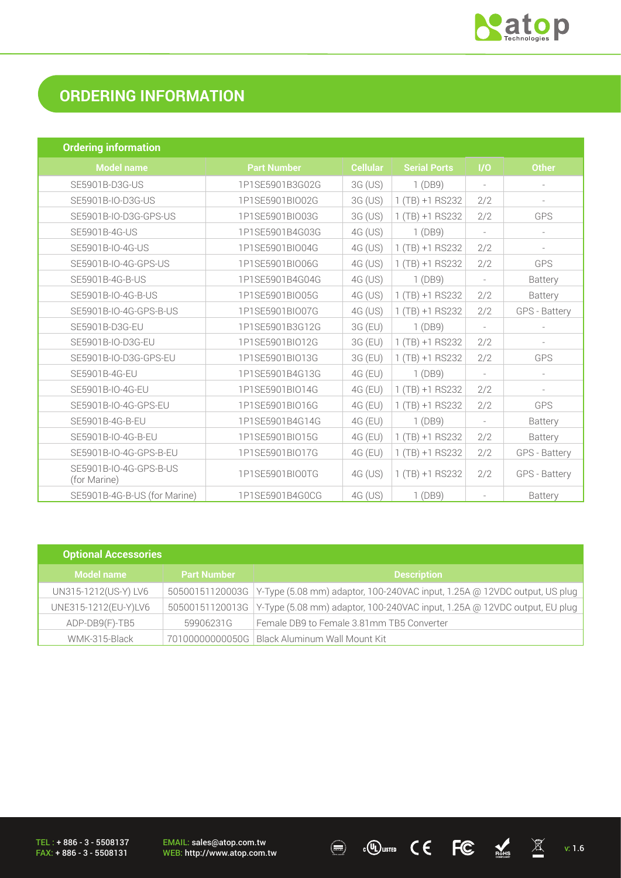# ORDERING INFORMATION

## Ordering information

| Model name | Part Number | Cellular | Serial Ports | I/O | Other |
|---|---|---|---|---|---|
| SE5901B-D3G-US | 1P1SE5901B3G02G | 3G (US) | 1 (DB9) | - | - |
| SE5901B-IO-D3G-US | 1P1SE5901BIO02G | 3G (US) | 1 (TB) +1 RS232 | 2/2 | - |
| SE5901B-IO-D3G-GPS-US | 1P1SE5901BIO03G | 3G (US) | 1 (TB) +1 RS232 | 2/2 | GPS |
| SE5901B-4G-US | 1P1SE5901B4G03G | 4G (US) | 1 (DB9) | - | - |
| SE5901B-IO-4G-US | 1P1SE5901BIO04G | 4G (US) | 1 (TB) +1 RS232 | 2/2 | - |
| SE5901B-IO-4G-GPS-US | 1P1SE5901BIO06G | 4G (US) | 1 (TB) +1 RS232 | 2/2 | GPS |
| SE5901B-4G-B-US | 1P1SE5901B4G04G | 4G (US) | 1 (DB9) | - | Battery |
| SE5901B-IO-4G-B-US | 1P1SE5901BIO05G | 4G (US) | 1 (TB) +1 RS232 | 2/2 | Battery |
| SE5901B-IO-4G-GPS-B-US | 1P1SE5901BIO07G | 4G (US) | 1 (TB) +1 RS232 | 2/2 | GPS - Battery |
| SE5901B-D3G-EU | 1P1SE5901B3G12G | 3G (EU) | 1 (DB9) | - | - |
| SE5901B-IO-D3G-EU | 1P1SE5901BIO12G | 3G (EU) | 1 (TB) +1 RS232 | 2/2 | - |
| SE5901B-IO-D3G-GPS-EU | 1P1SE5901BIO13G | 3G (EU) | 1 (TB) +1 RS232 | 2/2 | GPS |
| SE5901B-4G-EU | 1P1SE5901B4G13G | 4G (EU) | 1 (DB9) | - | - |
| SE5901B-IO-4G-EU | 1P1SE5901BIO14G | 4G (EU) | 1 (TB) +1 RS232 | 2/2 | - |
| SE5901B-IO-4G-GPS-EU | 1P1SE5901BIO16G | 4G (EU) | 1 (TB) +1 RS232 | 2/2 | GPS |
| SE5901B-4G-B-EU | 1P1SE5901B4G14G | 4G (EU) | 1 (DB9) | - | Battery |
| SE5901B-IO-4G-B-EU | 1P1SE5901BIO15G | 4G (EU) | 1 (TB) +1 RS232 | 2/2 | Battery |
| SE5901B-IO-4G-GPS-B-EU | 1P1SE5901BIO17G | 4G (EU) | 1 (TB) +1 RS232 | 2/2 | GPS - Battery |
| SE5901B-IO-4G-GPS-B-US (for Marine) | 1P1SE5901BIO0TG | 4G (US) | 1 (TB) +1 RS232 | 2/2 | GPS - Battery |
| SE5901B-4G-B-US (for Marine) | 1P1SE5901B4G0CG | 4G (US) | 1 (DB9) | - | Battery |

## Optional Accessories

| Model name | Part Number | Description |
|---|---|---|
| UN315-1212(US-Y) LV6 | 50500151120003G | Y-Type (5.08 mm) adaptor, 100-240VAC input, 1.25A @ 12VDC output, US plug |
| UNE315-1212(EU-Y)LV6 | 50500151120013G | Y-Type (5.08 mm) adaptor, 100-240VAC input, 1.25A @ 12VDC output, EU plug |
| ADP-DB9(F)-TB5 | 59906231G | Female DB9 to Female 3.81mm TB5 Converter |
| WMK-315-Black | 70100000000050G | Black Aluminum Wall Mount Kit |

TEL : + 886 - 3 - 5508137
FAX: + 886 - 3 - 5508131

EMAIL: sales@atop.com.tw
WEB: http://www.atop.com.tw

v: 1.6